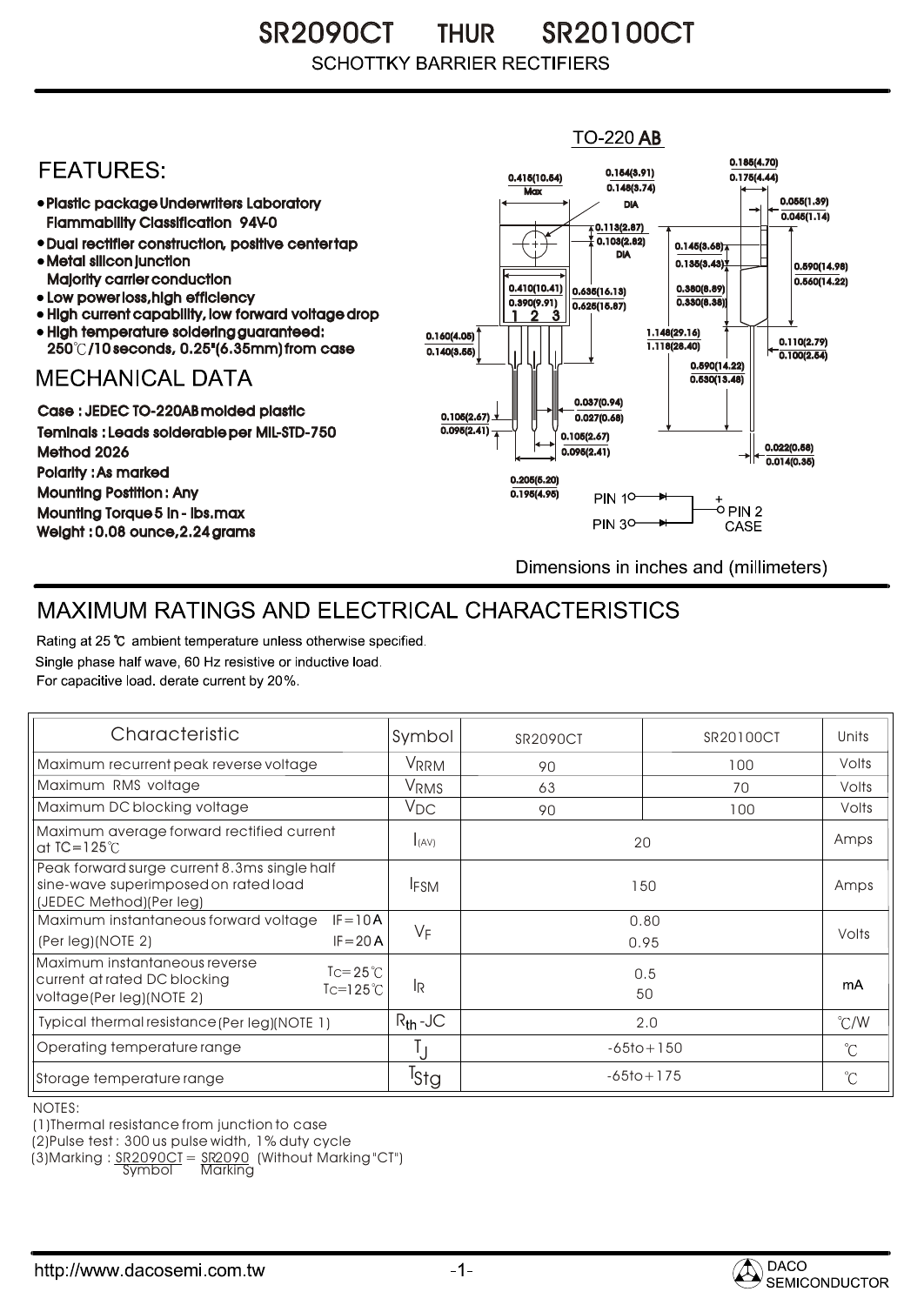# SR2090CT THUR SR20100CT

SCHOTTKY BARRIER RECTIFIERS

TO-220 AB

## FEATURES:

- Plastic package Underwriters Laboratory Flammability Classification 94V-0
- Dual rectifier construction, positive center tap
- Metal silicon junction Majority carrier conduction
- Low power loss, high efficiency
- High current capability, low forward voltage drop
- High temperature soldering guaranteed: 250℃/10 seconds, 0.25"(6.35mm) from case

## MECHANICAL DATA

Case : JEDEC TO-220AB molded plastic
Teminals : Leads solderable per MIL-STD-750 Method 2026
Polarity : As marked
Mounting Postition : Any
Mounting Torque 5 in - lbs.max
Weight : 0.08 ounce, 2.24 grams

Dimensions in inches and (millimeters)

## MAXIMUM RATINGS AND ELECTRICAL CHARACTERISTICS

Rating at 25 ℃ ambient temperature unless otherwise specified.
Single phase half wave, 60 Hz resistive or inductive load.
For capacitive load. derate current by 20%.

| Characteristic | Symbol | SR2090CT | SR20100CT | Units |
|---|---|---|---|---|
| Maximum recurrent peak reverse voltage | $V_{RRM}$ | 90 | 100 | Volts |
| Maximum RMS voltage | $V_{RMS}$ | 63 | 70 | Volts |
| Maximum DC blocking voltage | $V_{DC}$ | 90 | 100 | Volts |
| Maximum average forward rectified current at TC=125℃ | $I_{(AV)}$ | 20 | | Amps |
| Peak forward surge current 8.3ms single half sine-wave superimposed on rated load (JEDEC Method)(Per leg) | $I_{FSM}$ | 150 | | Amps |
| Maximum instantaneous forward voltage (Per leg)(NOTE 2) IF=10A / IF=20A | $V_F$ | 0.80 / 0.95 | | Volts |
| Maximum instantaneous reverse current at rated DC blocking voltage(Per leg)(NOTE 2) TC=25℃ / TC=125℃ | $I_R$ | 0.5 / 50 | | mA |
| Typical thermal resistance(Per leg)(NOTE 1) | $R_{th}$-JC | 2.0 | | ℃/W |
| Operating temperature range | $T_J$ | -65to+150 | | ℃ |
| Storage temperature range | $T_{Stg}$ | -65to+175 | | ℃ |

NOTES:
(1)Thermal resistance from junction to case
(2)Pulse test : 300 us pulse width, 1% duty cycle
(3)Marking : SR2090CT = SR2090 (Without Marking "CT")
Symbol Marking

http://www.dacosemi.com.tw

DACO SEMICONDUCTOR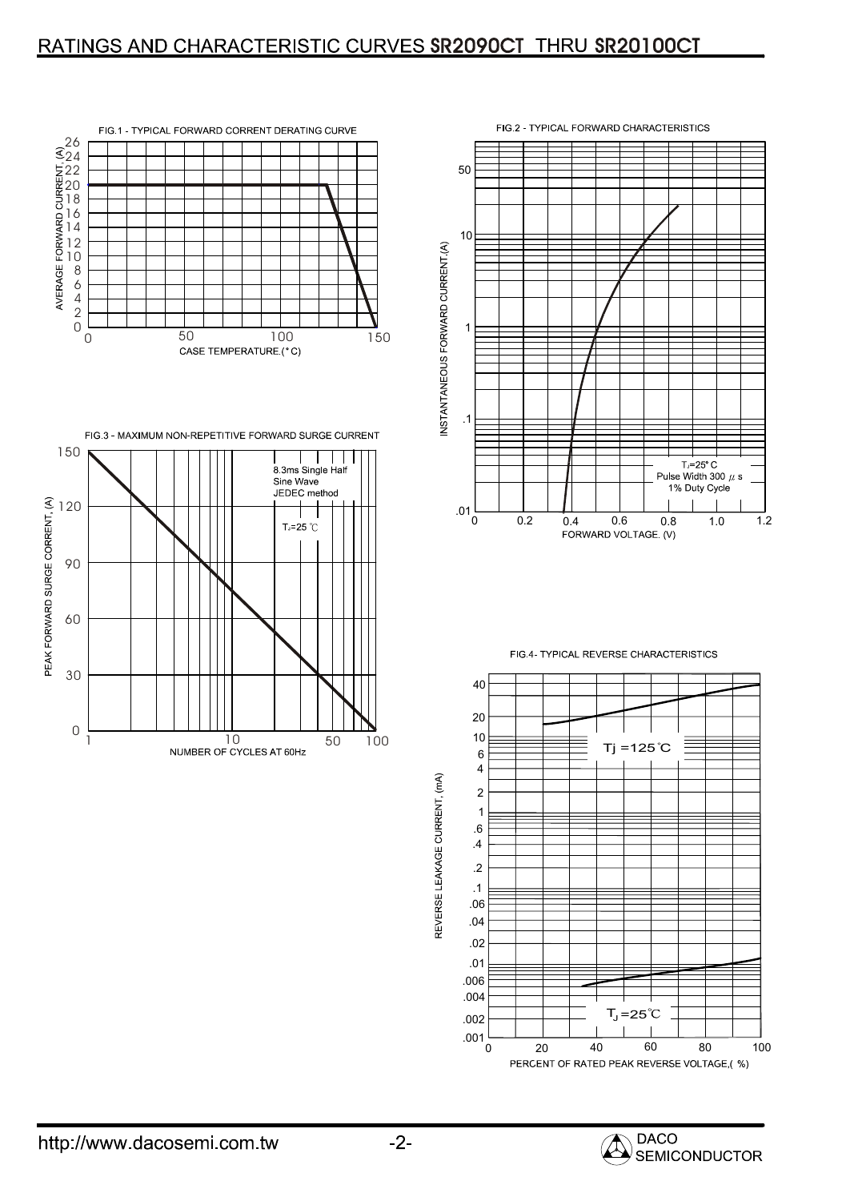## RATINGS AND CHARACTERISTIC CURVES SR2090CT THRU SR20100CT

FIG.1 - TYPICAL FORWARD CORRENT DERATING CURVE

AVERAGE FORWARD CURRENT, (A)

26
24
22
20
18
16
14
12
10
8
6
4
2
0

0 50 100 150

CASE TEMPERATURE.(°C)

FIG.2 - TYPICAL FORWARD CHARACTERISTICS

INSTANTANEOUS FORWARD CURRENT,(A)

50
10
1
.1
.01

0 0.2 0.4 0.6 0.8 1.0 1.2

FORWARD VOLTAGE. (V)

$T_J$=25° C
Pulse Width 300 μ s
1% Duty Cycle

FIG.3 - MAXIMUM NON-REPETITIVE FORWARD SURGE CURRENT

PEAK FORWARD SURGE CORRENT, (A)

150
120
90
60
30
0

1 10 50 100

NUMBER OF CYCLES AT 60Hz

8.3ms Single Half
Sine Wave
JEDEC method

$T_J$=25 ℃

FIG.4- TYPICAL REVERSE CHARACTERISTICS

REVERSE LEAKAGE CURRENT, (mA)

40
20
10
6
4
2
1
.6
.4
.2
.1
.06
.04
.02
.01
.006
.004
.002
.001

0 20 40 60 80 100

PERCENT OF RATED PEAK REVERSE VOLTAGE,( %)

Tj =125℃

$T_J$=25℃

http://www.dacosemi.com.tw

DACO SEMICONDUCTOR